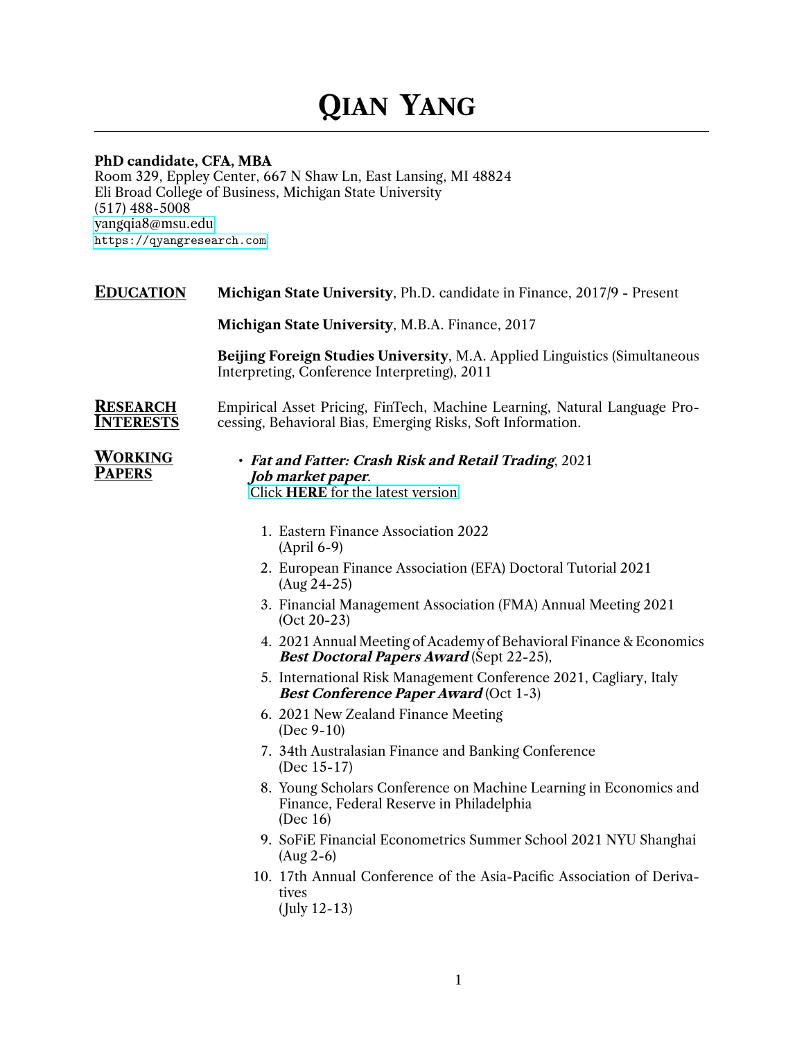# Qian Yang

**PhD candidate, CFA, MBA**
Room 329, Eppley Center, 667 N Shaw Ln, East Lansing, MI 48824
Eli Broad College of Business, Michigan State University
(517) 488-5008
yangqia8@msu.edu
https://qyangresearch.com

## Education

**Michigan State University**, Ph.D. candidate in Finance, 2017/9 - Present

**Michigan State University**, M.B.A. Finance, 2017

**Beijing Foreign Studies University**, M.A. Applied Linguistics (Simultaneous Interpreting, Conference Interpreting), 2011

## Research Interests

Empirical Asset Pricing, FinTech, Machine Learning, Natural Language Processing, Behavioral Bias, Emerging Risks, Soft Information.

## Working Papers

- ***Fat and Fatter: Crash Risk and Retail Trading***, 2021
  ***Job market paper***.
  Click **HERE** for the latest version

  1. Eastern Finance Association 2022
     (April 6-9)
  2. European Finance Association (EFA) Doctoral Tutorial 2021
     (Aug 24-25)
  3. Financial Management Association (FMA) Annual Meeting 2021
     (Oct 20-23)
  4. 2021 Annual Meeting of Academy of Behavioral Finance & Economics
     ***Best Doctoral Papers Award*** (Sept 22-25),
  5. International Risk Management Conference 2021, Cagliari, Italy
     ***Best Conference Paper Award*** (Oct 1-3)
  6. 2021 New Zealand Finance Meeting
     (Dec 9-10)
  7. 34th Australasian Finance and Banking Conference
     (Dec 15-17)
  8. Young Scholars Conference on Machine Learning in Economics and Finance, Federal Reserve in Philadelphia
     (Dec 16)
  9. SoFiE Financial Econometrics Summer School 2021 NYU Shanghai
     (Aug 2-6)
  10. 17th Annual Conference of the Asia-Pacific Association of Derivatives
      (July 12-13)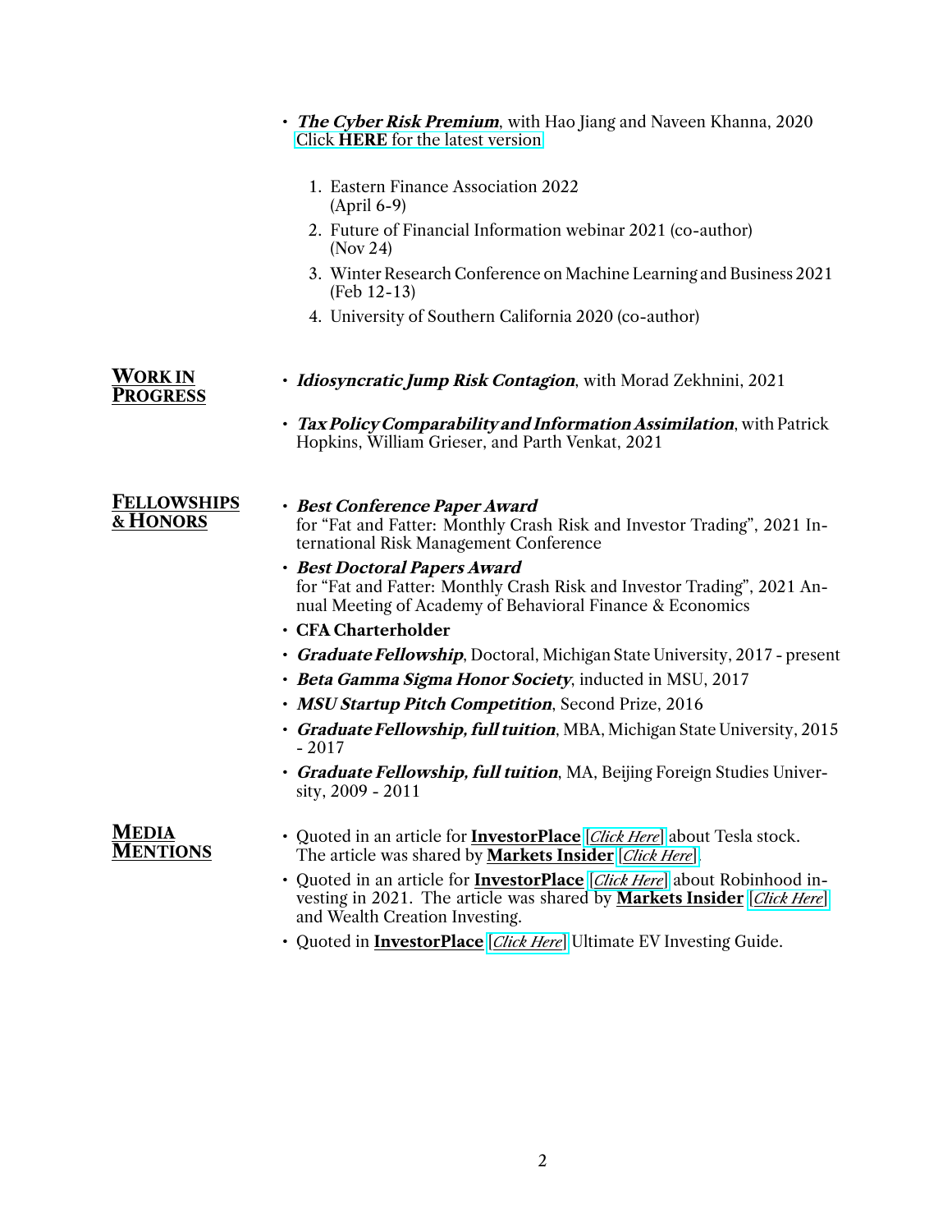- ***The Cyber Risk Premium***, with Hao Jiang and Naveen Khanna, 2020
  Click **HERE** for the latest version

  1. Eastern Finance Association 2022
     (April 6-9)
  2. Future of Financial Information webinar 2021 (co-author)
     (Nov 24)
  3. Winter Research Conference on Machine Learning and Business 2021
     (Feb 12-13)
  4. University of Southern California 2020 (co-author)

## WORK IN PROGRESS

- ***Idiosyncratic Jump Risk Contagion***, with Morad Zekhnini, 2021
- ***Tax Policy Comparability and Information Assimilation***, with Patrick Hopkins, William Grieser, and Parth Venkat, 2021

## FELLOWSHIPS & HONORS

- ***Best Conference Paper Award***
  for "Fat and Fatter: Monthly Crash Risk and Investor Trading", 2021 International Risk Management Conference
- ***Best Doctoral Papers Award***
  for "Fat and Fatter: Monthly Crash Risk and Investor Trading", 2021 Annual Meeting of Academy of Behavioral Finance & Economics
- **CFA Charterholder**
- ***Graduate Fellowship***, Doctoral, Michigan State University, 2017 - present
- ***Beta Gamma Sigma Honor Society***, inducted in MSU, 2017
- ***MSU Startup Pitch Competition***, Second Prize, 2016
- ***Graduate Fellowship, full tuition***, MBA, Michigan State University, 2015 - 2017
- ***Graduate Fellowship, full tuition***, MA, Beijing Foreign Studies University, 2009 - 2011

## MEDIA MENTIONS

- Quoted in an article for **InvestorPlace** [*Click Here*] about Tesla stock. The article was shared by **Markets Insider** [*Click Here*].
- Quoted in an article for **InvestorPlace** [*Click Here*] about Robinhood investing in 2021. The article was shared by **Markets Insider** [*Click Here*] and Wealth Creation Investing.
- Quoted in **InvestorPlace** [*Click Here*] Ultimate EV Investing Guide.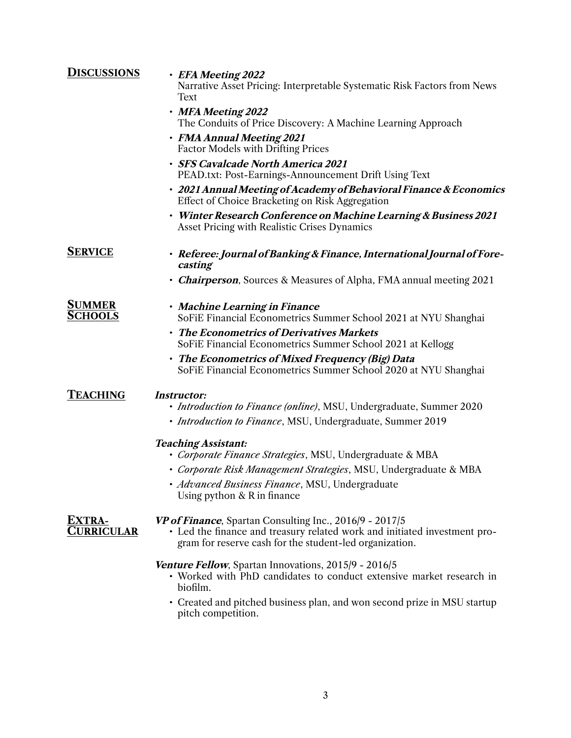## DISCUSSIONS

- ***EFA Meeting 2022***
  Narrative Asset Pricing: Interpretable Systematic Risk Factors from News Text
- ***MFA Meeting 2022***
  The Conduits of Price Discovery: A Machine Learning Approach
- ***FMA Annual Meeting 2021***
  Factor Models with Drifting Prices
- ***SFS Cavalcade North America 2021***
  PEAD.txt: Post-Earnings-Announcement Drift Using Text
- ***2021 Annual Meeting of Academy of Behavioral Finance & Economics***
  Effect of Choice Bracketing on Risk Aggregation
- ***Winter Research Conference on Machine Learning & Business 2021***
  Asset Pricing with Realistic Crises Dynamics

## SERVICE

- ***Referee: Journal of Banking & Finance, International Journal of Forecasting***
- ***Chairperson***, Sources & Measures of Alpha, FMA annual meeting 2021

## SUMMER SCHOOLS

- ***Machine Learning in Finance***
  SoFiE Financial Econometrics Summer School 2021 at NYU Shanghai
- ***The Econometrics of Derivatives Markets***
  SoFiE Financial Econometrics Summer School 2021 at Kellogg
- ***The Econometrics of Mixed Frequency (Big) Data***
  SoFiE Financial Econometrics Summer School 2020 at NYU Shanghai

## TEACHING

***Instructor:***

- *Introduction to Finance (online)*, MSU, Undergraduate, Summer 2020
- *Introduction to Finance*, MSU, Undergraduate, Summer 2019

***Teaching Assistant:***

- *Corporate Finance Strategies*, MSU, Undergraduate & MBA
- *Corporate Risk Management Strategies*, MSU, Undergraduate & MBA
- *Advanced Business Finance*, MSU, Undergraduate
  Using python & R in finance

## EXTRA-CURRICULAR

***VP of Finance***, Spartan Consulting Inc., 2016/9 - 2017/5

- Led the finance and treasury related work and initiated investment program for reserve cash for the student-led organization.

***Venture Fellow***, Spartan Innovations, 2015/9 - 2016/5

- Worked with PhD candidates to conduct extensive market research in biofilm.
- Created and pitched business plan, and won second prize in MSU startup pitch competition.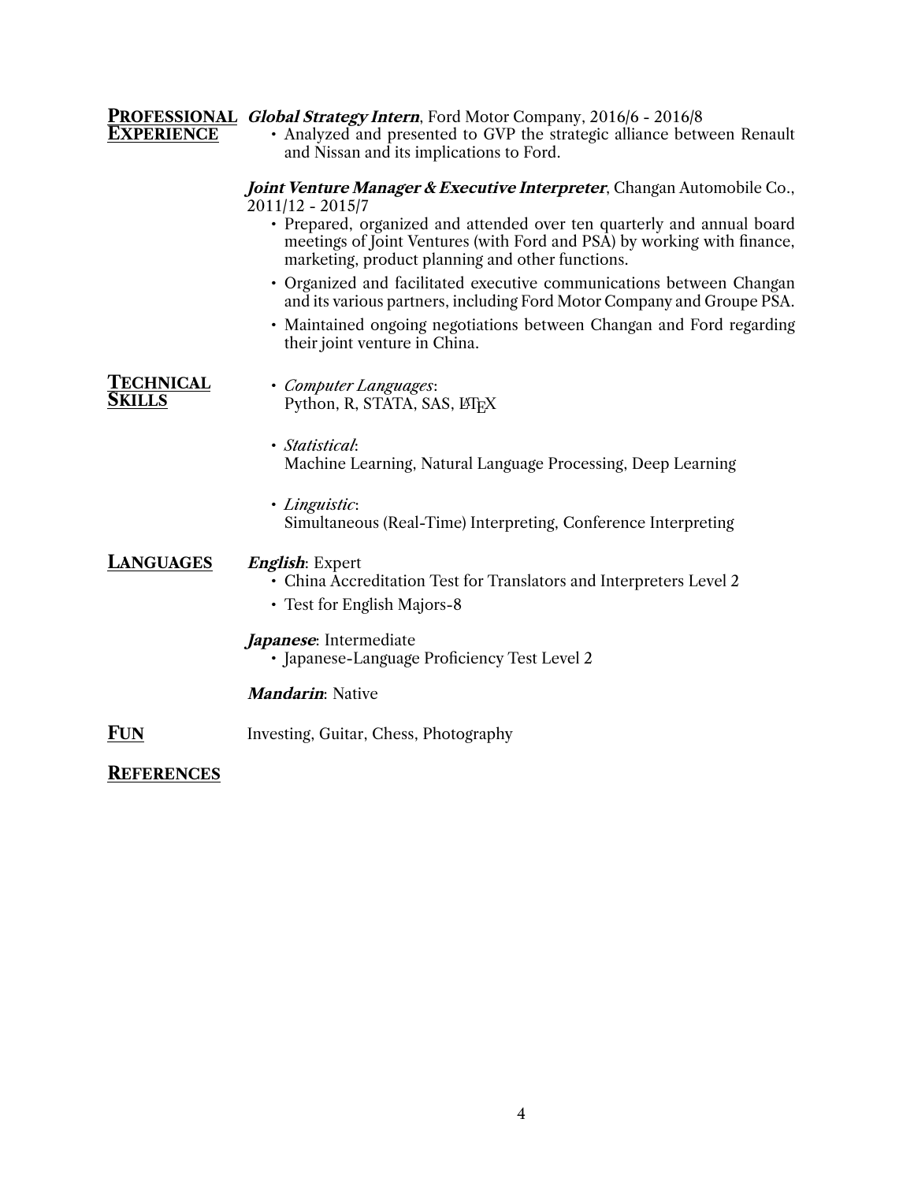## Professional Experience

***Global Strategy Intern***, Ford Motor Company, 2016/6 - 2016/8

- Analyzed and presented to GVP the strategic alliance between Renault and Nissan and its implications to Ford.

***Joint Venture Manager & Executive Interpreter***, Changan Automobile Co., 2011/12 - 2015/7

- Prepared, organized and attended over ten quarterly and annual board meetings of Joint Ventures (with Ford and PSA) by working with finance, marketing, product planning and other functions.
- Organized and facilitated executive communications between Changan and its various partners, including Ford Motor Company and Groupe PSA.
- Maintained ongoing negotiations between Changan and Ford regarding their joint venture in China.

## Technical Skills

- *Computer Languages*:
  Python, R, STATA, SAS, LaTeX
- *Statistical*:
  Machine Learning, Natural Language Processing, Deep Learning
- *Linguistic*:
  Simultaneous (Real-Time) Interpreting, Conference Interpreting

## Languages

***English***: Expert

- China Accreditation Test for Translators and Interpreters Level 2
- Test for English Majors-8

***Japanese***: Intermediate

- Japanese-Language Proficiency Test Level 2

***Mandarin***: Native

## Fun

Investing, Guitar, Chess, Photography

## References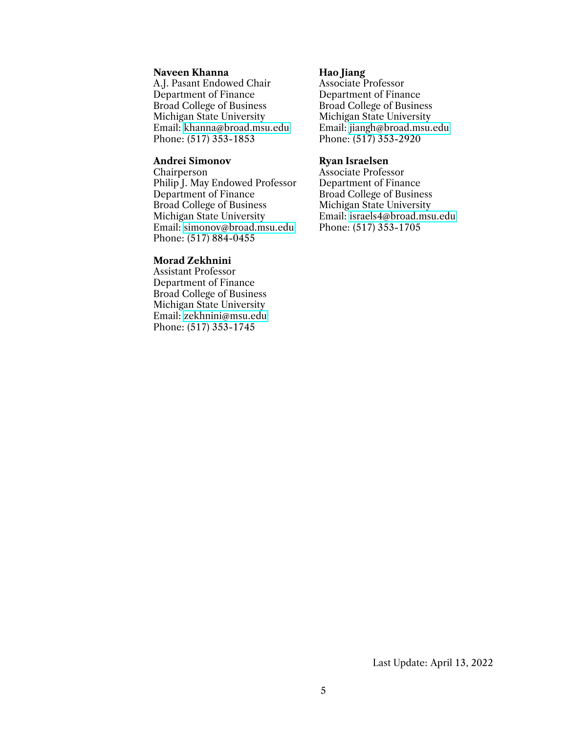**Naveen Khanna**
A.J. Pasant Endowed Chair
Department of Finance
Broad College of Business
Michigan State University
Email: khanna@broad.msu.edu
Phone: (517) 353-1853

**Andrei Simonov**
Chairperson
Philip J. May Endowed Professor
Department of Finance
Broad College of Business
Michigan State University
Email: simonov@broad.msu.edu
Phone: (517) 884-0455

**Morad Zekhnini**
Assistant Professor
Department of Finance
Broad College of Business
Michigan State University
Email: zekhnini@msu.edu
Phone: (517) 353-1745

**Hao Jiang**
Associate Professor
Department of Finance
Broad College of Business
Michigan State University
Email: jiangh@broad.msu.edu
Phone: (517) 353-2920

**Ryan Israelsen**
Associate Professor
Department of Finance
Broad College of Business
Michigan State University
Email: israels4@broad.msu.edu
Phone: (517) 353-1705

Last Update: April 13, 2022